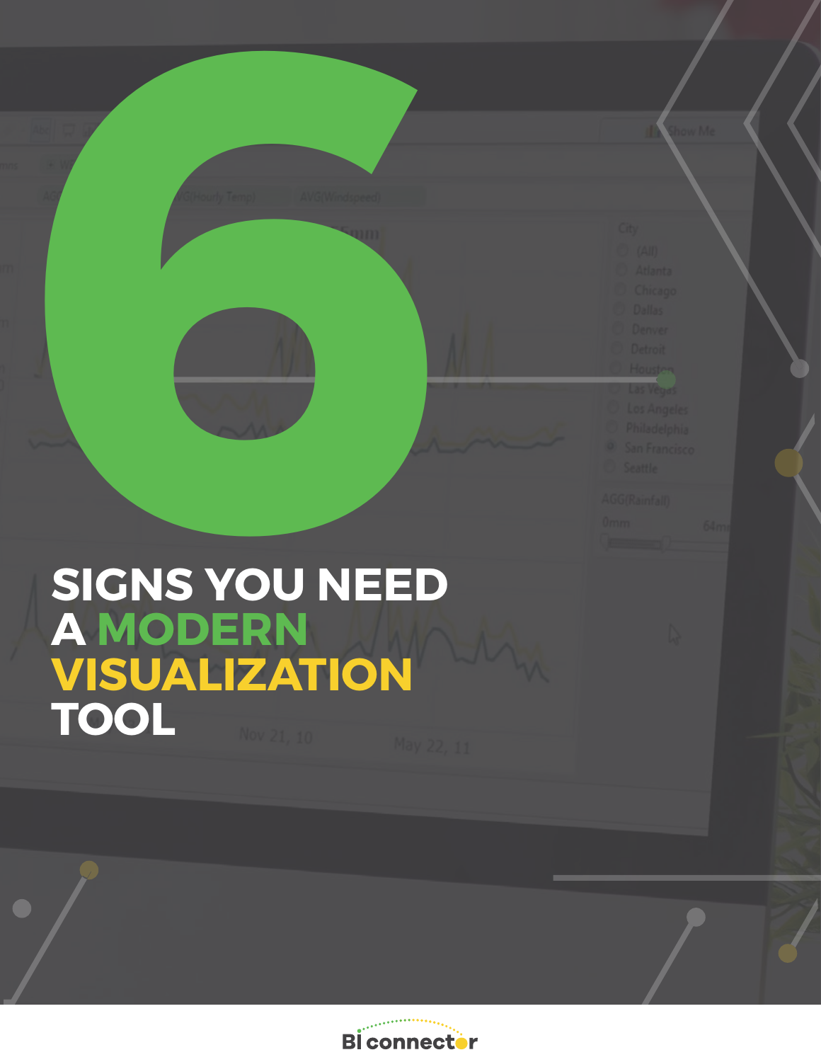# 6 SIGNS YOU NEED A MODERN VISUALIZATION TOOL

BI connector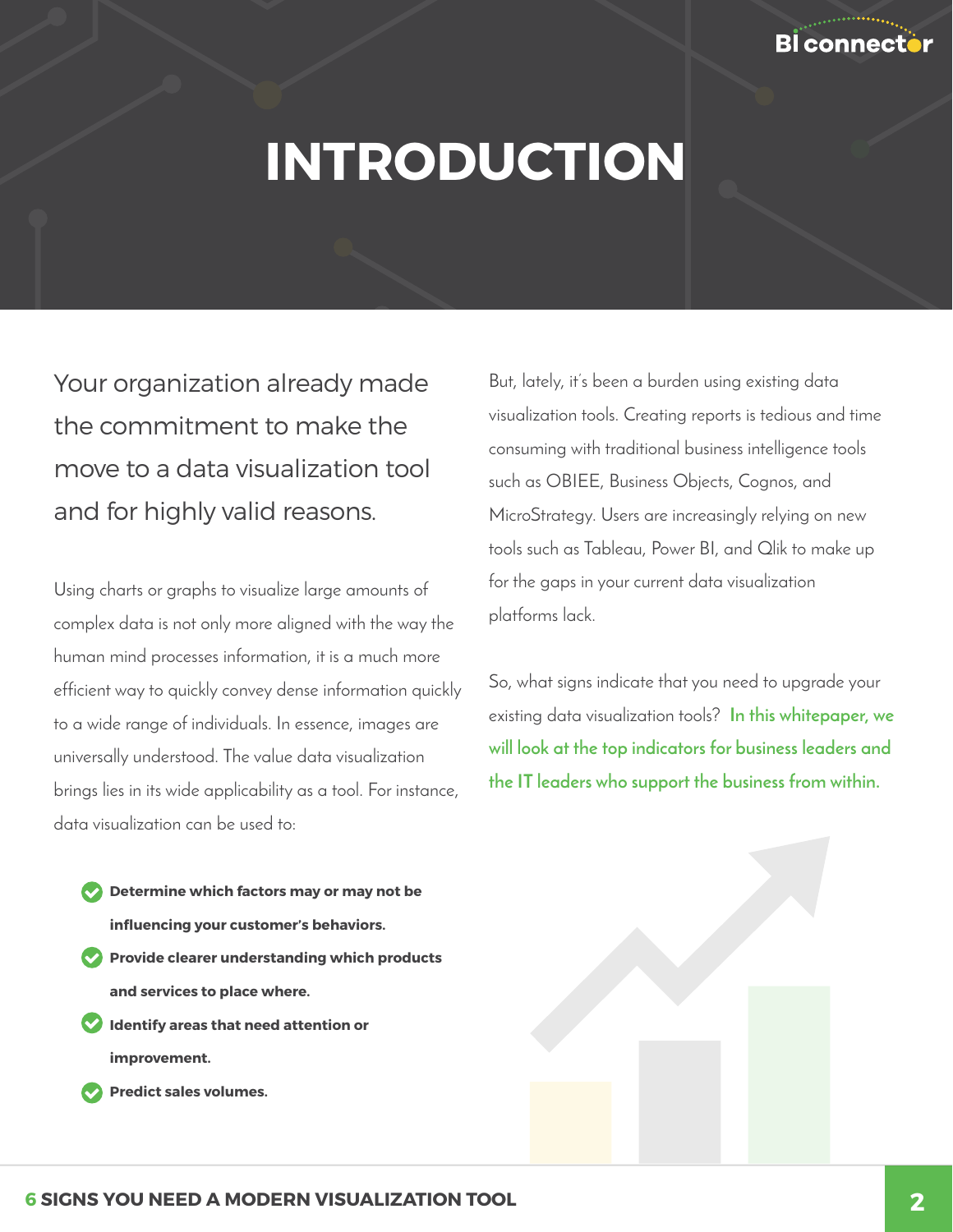# INTRODUCTION

Your organization already made the commitment to make the move to a data visualization tool and for highly valid reasons.

Using charts or graphs to visualize large amounts of complex data is not only more aligned with the way the human mind processes information, it is a much more efficient way to quickly convey dense information quickly to a wide range of individuals. In essence, images are universally understood. The value data visualization brings lies in its wide applicability as a tool. For instance, data visualization can be used to:

- **Determine which factors may or may not be influencing your customer's behaviors.**
- **Provide clearer understanding which products and services to place where.**
- **Identify areas that need attention or improvement.**
- **Predict sales volumes.**

But, lately, it's been a burden using existing data visualization tools. Creating reports is tedious and time consuming with traditional business intelligence tools such as OBIEE, Business Objects, Cognos, and MicroStrategy. Users are increasingly relying on new tools such as Tableau, Power BI, and Qlik to make up for the gaps in your current data visualization platforms lack.

So, what signs indicate that you need to upgrade your existing data visualization tools? **In this whitepaper, we will look at the top indicators for business leaders and the IT leaders who support the business from within.**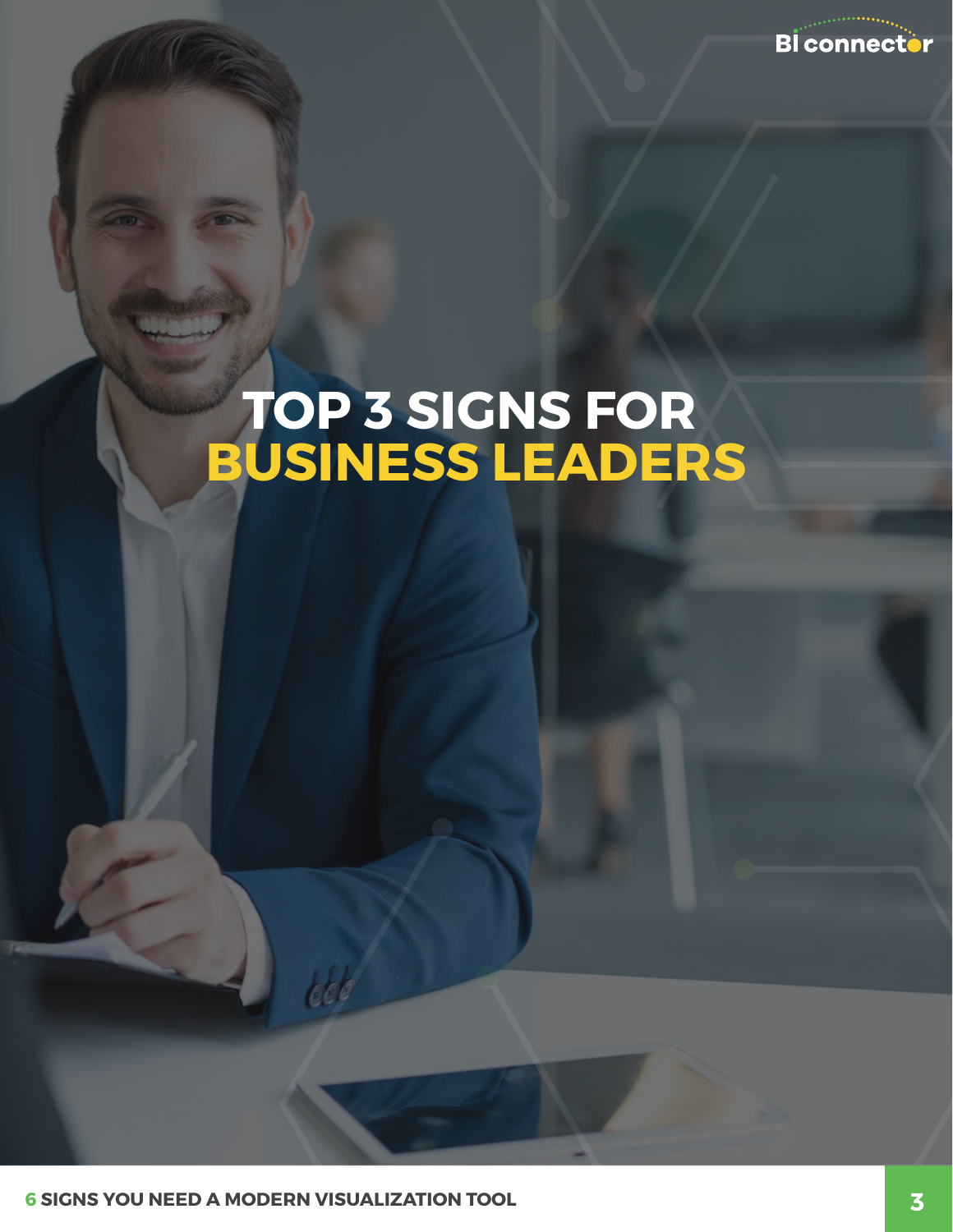# TOP 3 SIGNS FOR BUSINESS LEADERS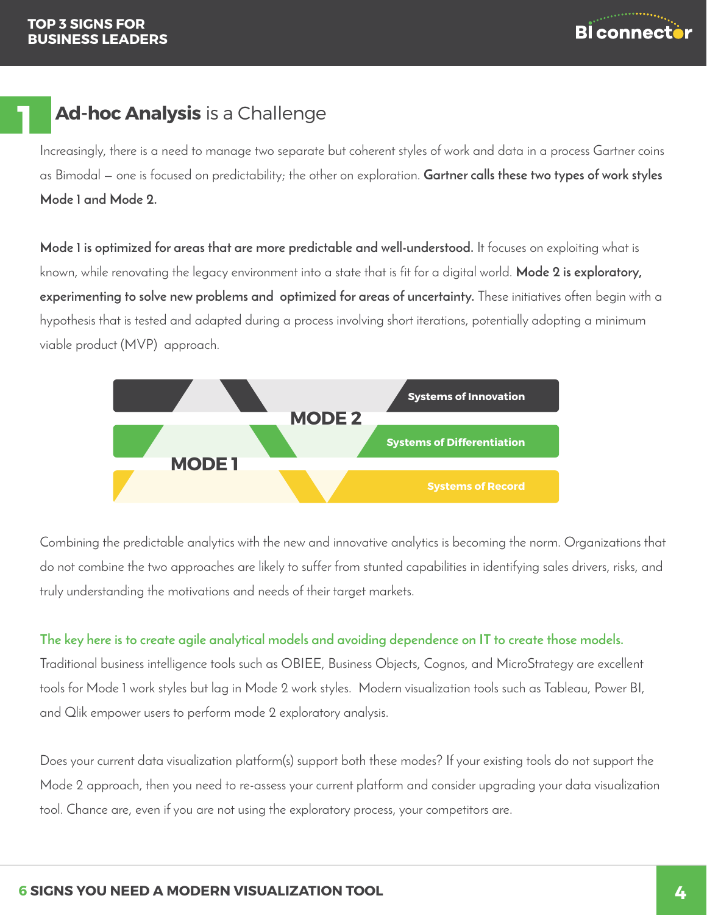## 1 Ad-hoc Analysis is a Challenge

Increasingly, there is a need to manage two separate but coherent styles of work and data in a process Gartner coins as Bimodal — one is focused on predictability; the other on exploration. **Gartner calls these two types of work styles Mode 1 and Mode 2.**

**Mode 1 is optimized for areas that are more predictable and well-understood.** It focuses on exploiting what is known, while renovating the legacy environment into a state that is fit for a digital world. **Mode 2 is exploratory, experimenting to solve new problems and optimized for areas of uncertainty.** These initiatives often begin with a hypothesis that is tested and adapted during a process involving short iterations, potentially adopting a minimum viable product (MVP) approach.

MODE 2 — Systems of Innovation

Systems of Differentiation

MODE 1 — Systems of Record

Combining the predictable analytics with the new and innovative analytics is becoming the norm. Organizations that do not combine the two approaches are likely to suffer from stunted capabilities in identifying sales drivers, risks, and truly understanding the motivations and needs of their target markets.

**The key here is to create agile analytical models and avoiding dependence on IT to create those models.** Traditional business intelligence tools such as OBIEE, Business Objects, Cognos, and MicroStrategy are excellent tools for Mode 1 work styles but lag in Mode 2 work styles. Modern visualization tools such as Tableau, Power BI, and Qlik empower users to perform mode 2 exploratory analysis.

Does your current data visualization platform(s) support both these modes? If your existing tools do not support the Mode 2 approach, then you need to re-assess your current platform and consider upgrading your data visualization tool. Chance are, even if you are not using the exploratory process, your competitors are.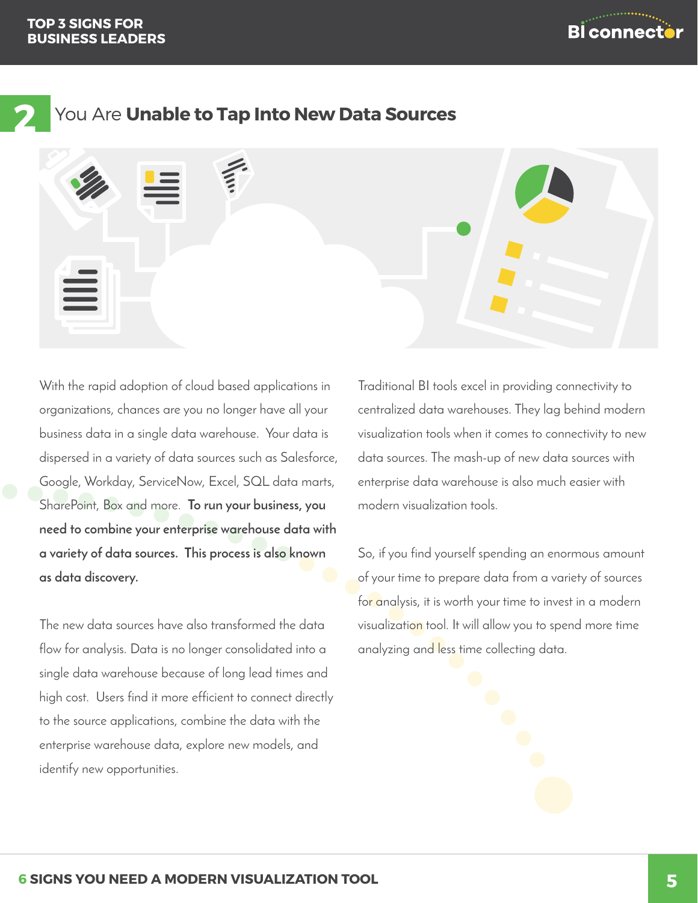## 2 You Are **Unable to Tap Into New Data Sources**

With the rapid adoption of cloud based applications in organizations, chances are you no longer have all your business data in a single data warehouse. Your data is dispersed in a variety of data sources such as Salesforce, Google, Workday, ServiceNow, Excel, SQL data marts, SharePoint, Box and more. **To run your business, you need to combine your enterprise warehouse data with a variety of data sources. This process is also known as data discovery.**

The new data sources have also transformed the data flow for analysis. Data is no longer consolidated into a single data warehouse because of long lead times and high cost. Users find it more efficient to connect directly to the source applications, combine the data with the enterprise warehouse data, explore new models, and identify new opportunities.

Traditional BI tools excel in providing connectivity to centralized data warehouses. They lag behind modern visualization tools when it comes to connectivity to new data sources. The mash-up of new data sources with enterprise data warehouse is also much easier with modern visualization tools.

So, if you find yourself spending an enormous amount of your time to prepare data from a variety of sources for analysis, it is worth your time to invest in a modern visualization tool. It will allow you to spend more time analyzing and less time collecting data.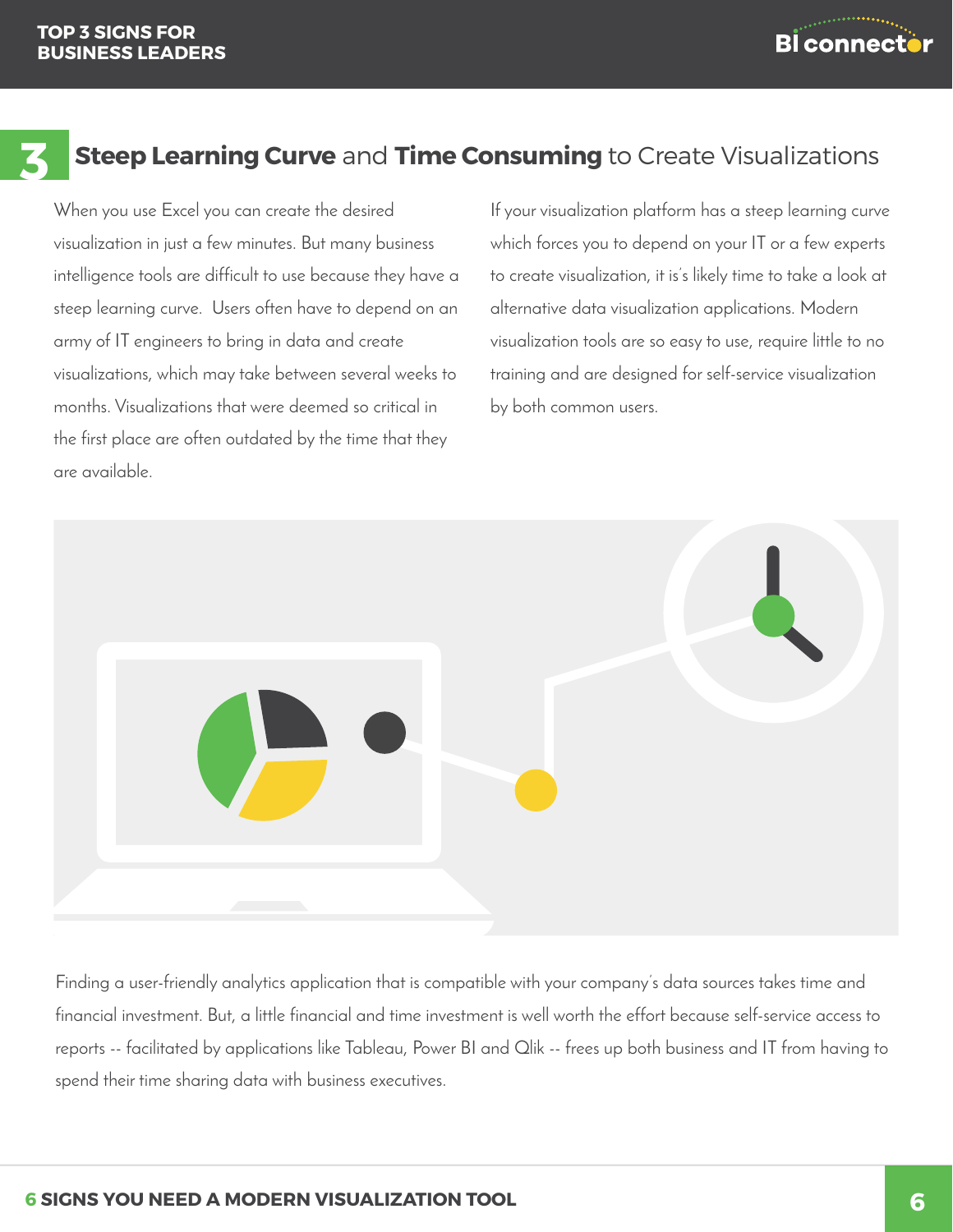## 3 **Steep Learning Curve** and **Time Consuming** to Create Visualizations

When you use Excel you can create the desired visualization in just a few minutes. But many business intelligence tools are difficult to use because they have a steep learning curve. Users often have to depend on an army of IT engineers to bring in data and create visualizations, which may take between several weeks to months. Visualizations that were deemed so critical in the first place are often outdated by the time that they are available.

If your visualization platform has a steep learning curve which forces you to depend on your IT or a few experts to create visualization, it is's likely time to take a look at alternative data visualization applications. Modern visualization tools are so easy to use, require little to no training and are designed for self-service visualization by both common users.

Finding a user-friendly analytics application that is compatible with your company's data sources takes time and financial investment. But, a little financial and time investment is well worth the effort because self-service access to reports -- facilitated by applications like Tableau, Power BI and Qlik -- frees up both business and IT from having to spend their time sharing data with business executives.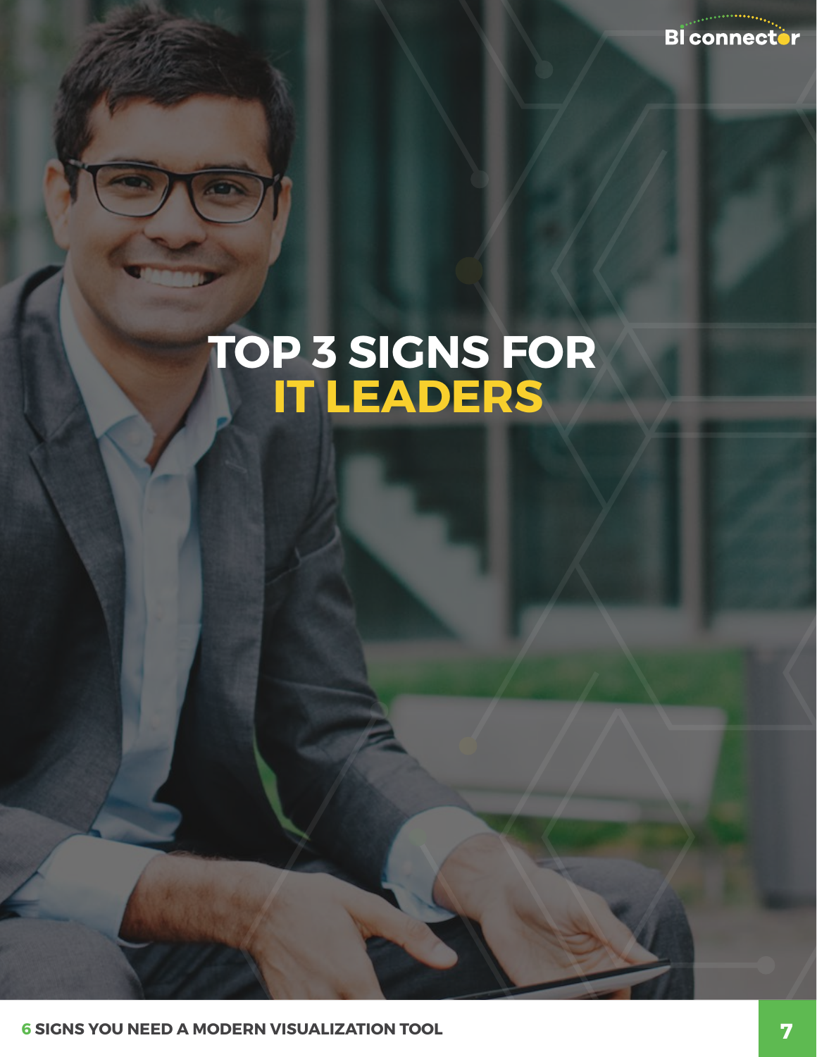# TOP 3 SIGNS FOR IT LEADERS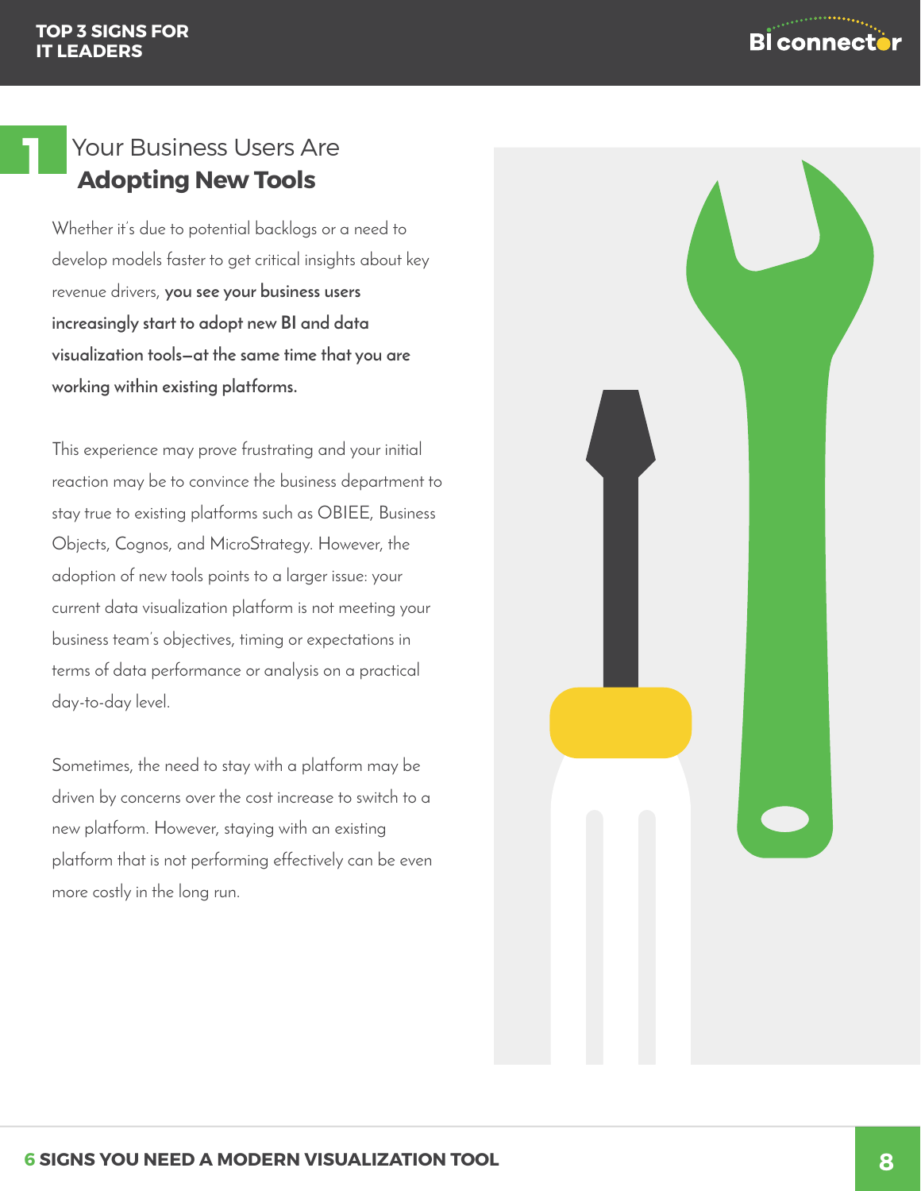## 1 Your Business Users Are **Adopting New Tools**

Whether it's due to potential backlogs or a need to develop models faster to get critical insights about key revenue drivers, **you see your business users increasingly start to adopt new BI and data visualization tools—at the same time that you are working within existing platforms.**

This experience may prove frustrating and your initial reaction may be to convince the business department to stay true to existing platforms such as OBIEE, Business Objects, Cognos, and MicroStrategy. However, the adoption of new tools points to a larger issue: your current data visualization platform is not meeting your business team's objectives, timing or expectations in terms of data performance or analysis on a practical day-to-day level.

Sometimes, the need to stay with a platform may be driven by concerns over the cost increase to switch to a new platform. However, staying with an existing platform that is not performing effectively can be even more costly in the long run.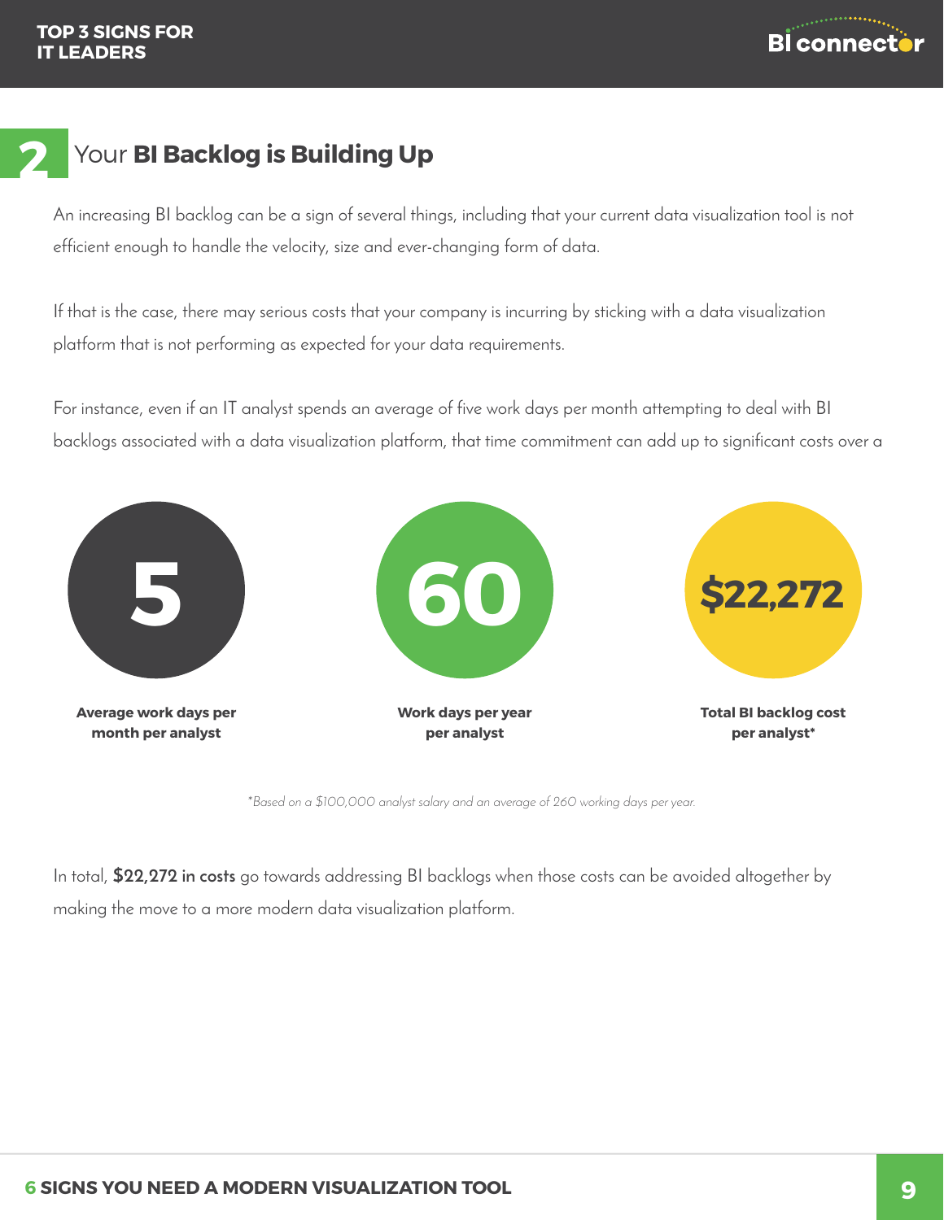## 2 Your **BI Backlog is Building Up**

An increasing BI backlog can be a sign of several things, including that your current data visualization tool is not efficient enough to handle the velocity, size and ever-changing form of data.

If that is the case, there may serious costs that your company is incurring by sticking with a data visualization platform that is not performing as expected for your data requirements.

For instance, even if an IT analyst spends an average of five work days per month attempting to deal with BI backlogs associated with a data visualization platform, that time commitment can add up to significant costs over a

**5**

**Average work days per month per analyst**

**60**

**Work days per year per analyst**

**$22,272**

**Total BI backlog cost per analyst***

*\*Based on a $100,000 analyst salary and an average of 260 working days per year.*

In total, **$22,272 in costs** go towards addressing BI backlogs when those costs can be avoided altogether by making the move to a more modern data visualization platform.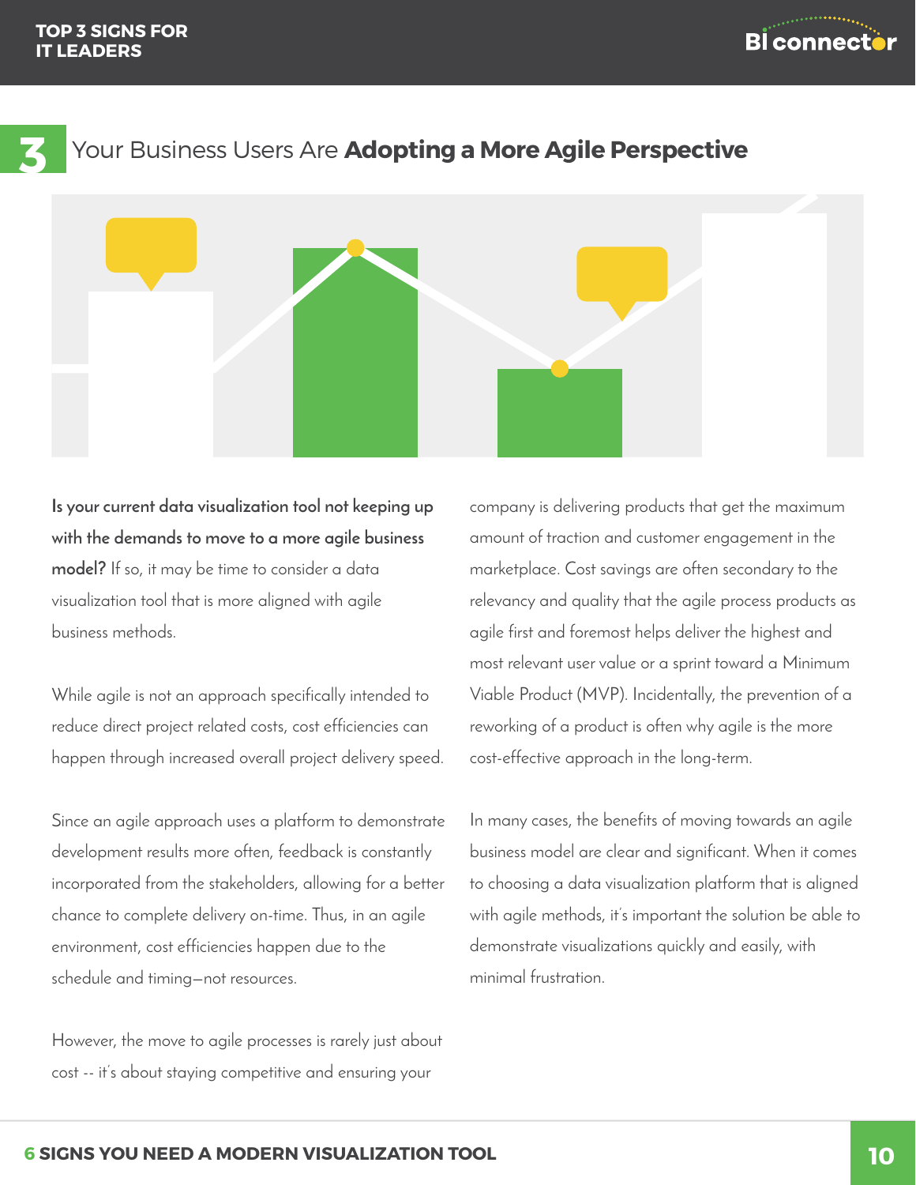## 3 Your Business Users Are **Adopting a More Agile Perspective**

**Is your current data visualization tool not keeping up with the demands to move to a more agile business model?** If so, it may be time to consider a data visualization tool that is more aligned with agile business methods.

While agile is not an approach specifically intended to reduce direct project related costs, cost efficiencies can happen through increased overall project delivery speed.

Since an agile approach uses a platform to demonstrate development results more often, feedback is constantly incorporated from the stakeholders, allowing for a better chance to complete delivery on-time. Thus, in an agile environment, cost efficiencies happen due to the schedule and timing—not resources.

However, the move to agile processes is rarely just about cost -- it's about staying competitive and ensuring your company is delivering products that get the maximum amount of traction and customer engagement in the marketplace. Cost savings are often secondary to the relevancy and quality that the agile process products as agile first and foremost helps deliver the highest and most relevant user value or a sprint toward a Minimum Viable Product (MVP). Incidentally, the prevention of a reworking of a product is often why agile is the more cost-effective approach in the long-term.

In many cases, the benefits of moving towards an agile business model are clear and significant. When it comes to choosing a data visualization platform that is aligned with agile methods, it's important the solution be able to demonstrate visualizations quickly and easily, with minimal frustration.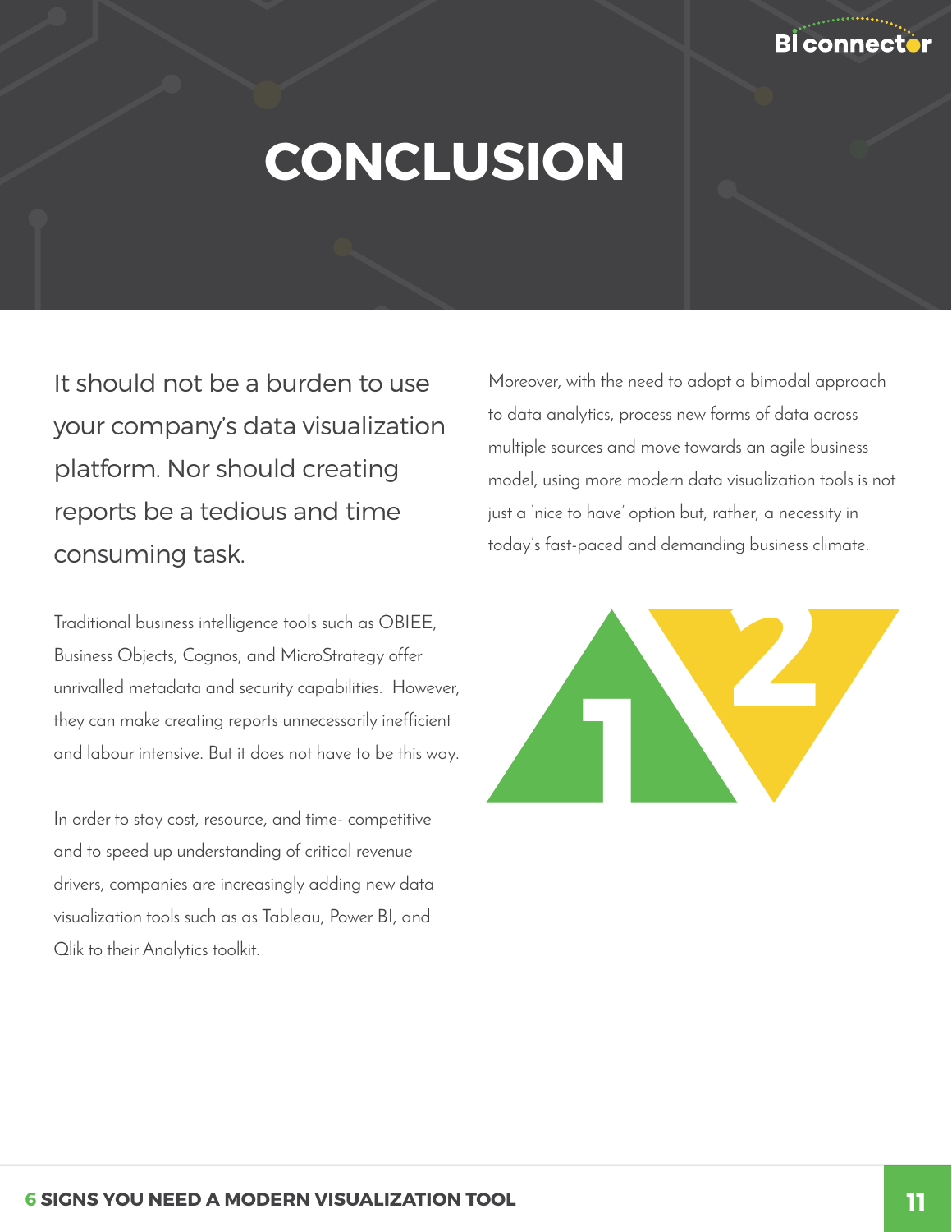# CONCLUSION

It should not be a burden to use your company's data visualization platform. Nor should creating reports be a tedious and time consuming task.

Traditional business intelligence tools such as OBIEE, Business Objects, Cognos, and MicroStrategy offer unrivalled metadata and security capabilities. However, they can make creating reports unnecessarily inefficient and labour intensive. But it does not have to be this way.

In order to stay cost, resource, and time- competitive and to speed up understanding of critical revenue drivers, companies are increasingly adding new data visualization tools such as as Tableau, Power BI, and Qlik to their Analytics toolkit.

Moreover, with the need to adopt a bimodal approach to data analytics, process new forms of data across multiple sources and move towards an agile business model, using more modern data visualization tools is not just a 'nice to have' option but, rather, a necessity in today's fast-paced and demanding business climate.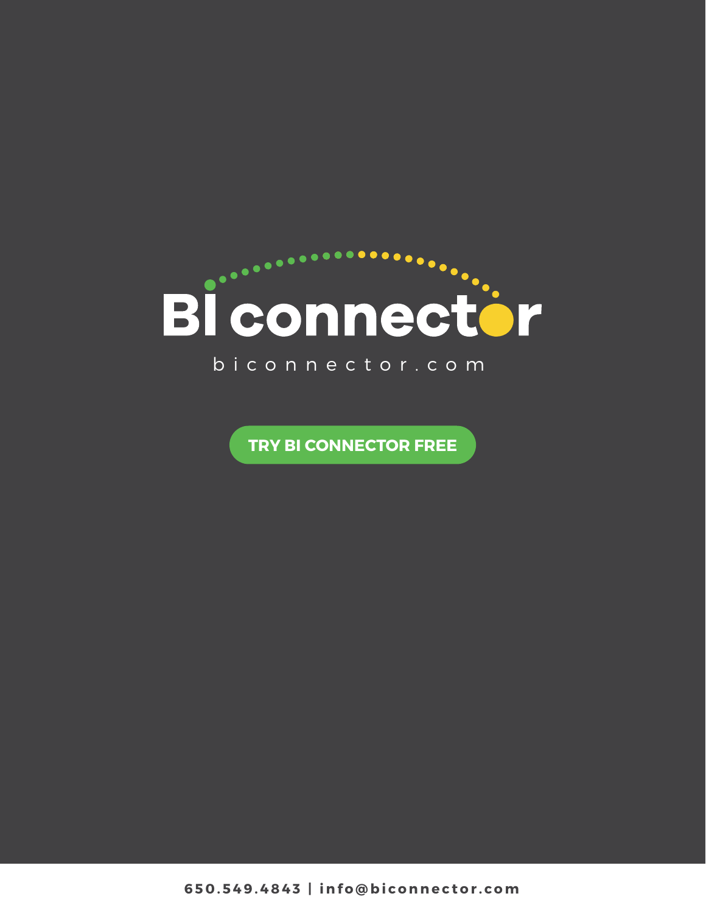BI connector

biconnector.com

TRY BI CONNECTOR FREE

650.549.4843 | info@biconnector.com